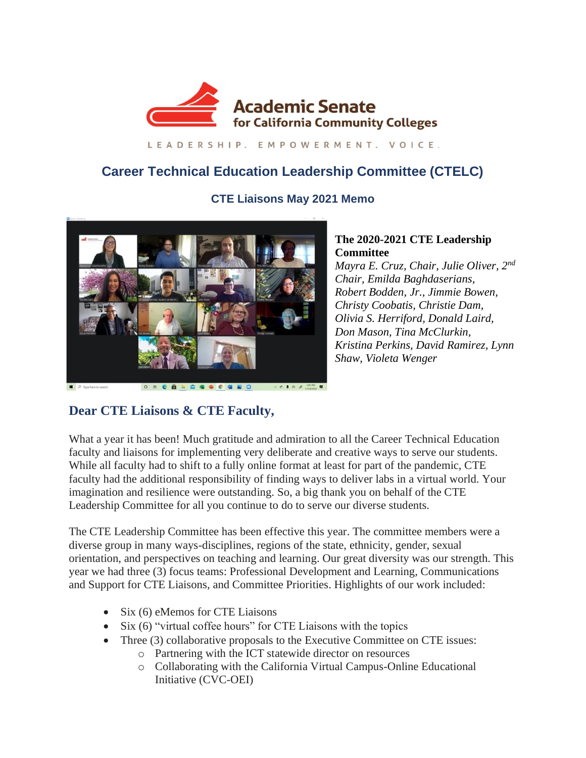Academic Senate for California Community Colleges

LEADERSHIP. EMPOWERMENT. VOICE.

# Career Technical Education Leadership Committee (CTELC)

## CTE Liaisons May 2021 Memo

**The 2020-2021 CTE Leadership Committee**
*Mayra E. Cruz, Chair, Julie Oliver, 2nd Chair, Emilda Baghdaserians, Robert Bodden, Jr., Jimmie Bowen, Christy Coobatis, Christie Dam, Olivia S. Herriford, Donald Laird, Don Mason, Tina McClurkin, Kristina Perkins, David Ramirez, Lynn Shaw, Violeta Wenger*

## Dear CTE Liaisons & CTE Faculty,

What a year it has been! Much gratitude and admiration to all the Career Technical Education faculty and liaisons for implementing very deliberate and creative ways to serve our students. While all faculty had to shift to a fully online format at least for part of the pandemic, CTE faculty had the additional responsibility of finding ways to deliver labs in a virtual world. Your imagination and resilience were outstanding. So, a big thank you on behalf of the CTE Leadership Committee for all you continue to do to serve our diverse students.

The CTE Leadership Committee has been effective this year. The committee members were a diverse group in many ways-disciplines, regions of the state, ethnicity, gender, sexual orientation, and perspectives on teaching and learning. Our great diversity was our strength. This year we had three (3) focus teams: Professional Development and Learning, Communications and Support for CTE Liaisons, and Committee Priorities. Highlights of our work included:

- Six (6) eMemos for CTE Liaisons
- Six (6) "virtual coffee hours" for CTE Liaisons with the topics
- Three (3) collaborative proposals to the Executive Committee on CTE issues:
  - Partnering with the ICT statewide director on resources
  - Collaborating with the California Virtual Campus-Online Educational Initiative (CVC-OEI)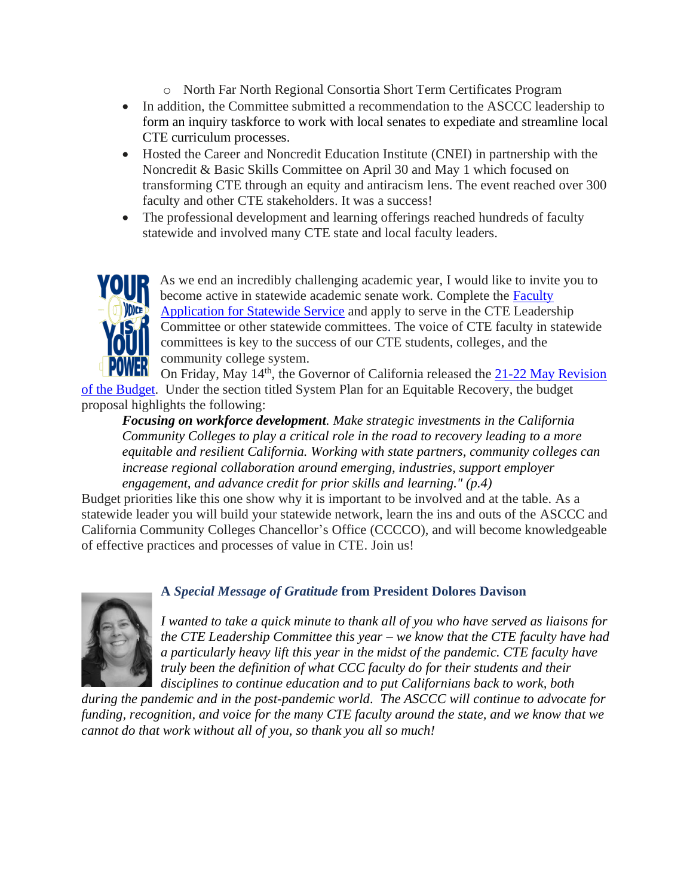- North Far North Regional Consortia Short Term Certificates Program
- In addition, the Committee submitted a recommendation to the ASCCC leadership to form an inquiry taskforce to work with local senates to expediate and streamline local CTE curriculum processes.
- Hosted the Career and Noncredit Education Institute (CNEI) in partnership with the Noncredit & Basic Skills Committee on April 30 and May 1 which focused on transforming CTE through an equity and antiracism lens. The event reached over 300 faculty and other CTE stakeholders. It was a success!
- The professional development and learning offerings reached hundreds of faculty statewide and involved many CTE state and local faculty leaders.

As we end an incredibly challenging academic year, I would like to invite you to become active in statewide academic senate work. Complete the [Faculty Application for Statewide Service]() and apply to serve in the CTE Leadership Committee or other statewide committees. The voice of CTE faculty in statewide committees is key to the success of our CTE students, colleges, and the community college system.

On Friday, May 14th, the Governor of California released the [21-22 May Revision of the Budget](). Under the section titled System Plan for an Equitable Recovery, the budget proposal highlights the following:

> ***Focusing on workforce development****. Make strategic investments in the California Community Colleges to play a critical role in the road to recovery leading to a more equitable and resilient California. Working with state partners, community colleges can increase regional collaboration around emerging, industries, support employer engagement, and advance credit for prior skills and learning." (p.4)*

Budget priorities like this one show why it is important to be involved and at the table. As a statewide leader you will build your statewide network, learn the ins and outs of the ASCCC and California Community Colleges Chancellor's Office (CCCCO), and will become knowledgeable of effective practices and processes of value in CTE. Join us!

### A *Special Message of Gratitude* from President Dolores Davison

*I wanted to take a quick minute to thank all of you who have served as liaisons for the CTE Leadership Committee this year – we know that the CTE faculty have had a particularly heavy lift this year in the midst of the pandemic. CTE faculty have truly been the definition of what CCC faculty do for their students and their disciplines to continue education and to put Californians back to work, both during the pandemic and in the post-pandemic world. The ASCCC will continue to advocate for funding, recognition, and voice for the many CTE faculty around the state, and we know that we cannot do that work without all of you, so thank you all so much!*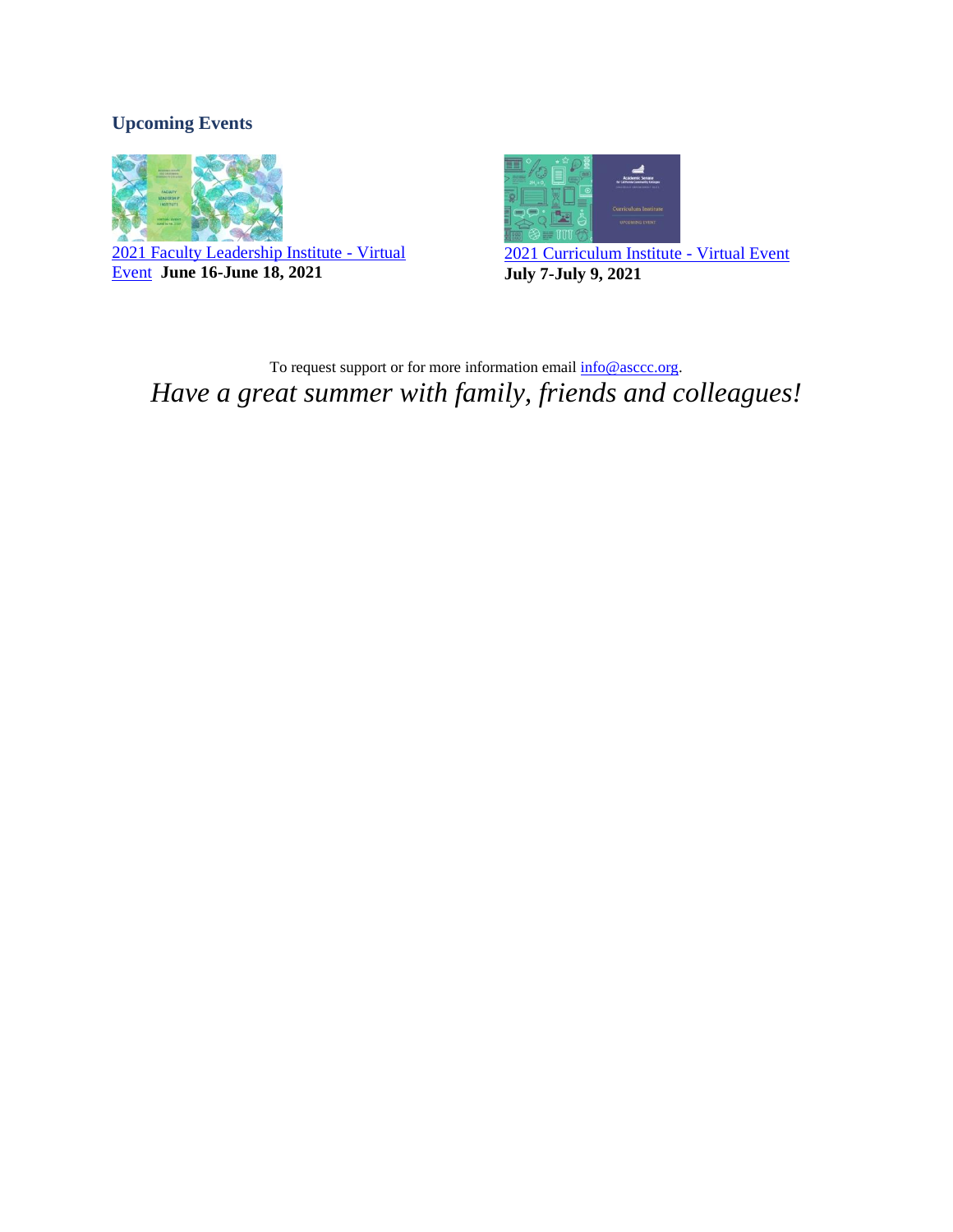### Upcoming Events

2021 Faculty Leadership Institute - Virtual Event **June 16-June 18, 2021**

2021 Curriculum Institute - Virtual Event
**July 7-July 9, 2021**

To request support or for more information email info@asccc.org.

*Have a great summer with family, friends and colleagues!*